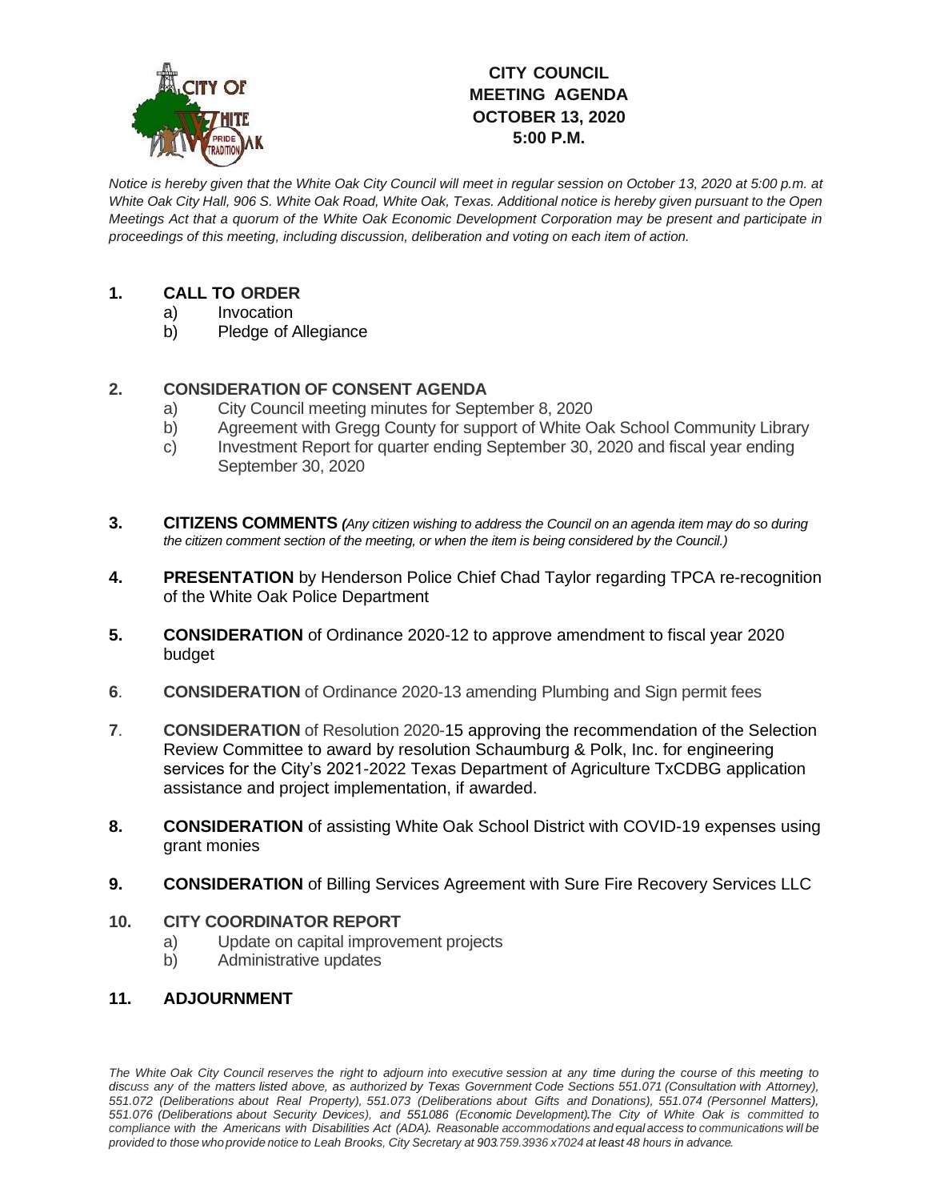# CITY COUNCIL MEETING AGENDA OCTOBER 13, 2020 5:00 P.M.

*Notice is hereby given that the White Oak City Council will meet in regular session on October 13, 2020 at 5:00 p.m. at White Oak City Hall, 906 S. White Oak Road, White Oak, Texas. Additional notice is hereby given pursuant to the Open Meetings Act that a quorum of the White Oak Economic Development Corporation may be present and participate in proceedings of this meeting, including discussion, deliberation and voting on each item of action.*

**1. CALL TO ORDER**

- a) Invocation
- b) Pledge of Allegiance

**2. CONSIDERATION OF CONSENT AGENDA**

- a) City Council meeting minutes for September 8, 2020
- b) Agreement with Gregg County for support of White Oak School Community Library
- c) Investment Report for quarter ending September 30, 2020 and fiscal year ending September 30, 2020

**3. CITIZENS COMMENTS** *(Any citizen wishing to address the Council on an agenda item may do so during the citizen comment section of the meeting, or when the item is being considered by the Council.)*

**4. PRESENTATION** by Henderson Police Chief Chad Taylor regarding TPCA re-recognition of the White Oak Police Department

**5. CONSIDERATION** of Ordinance 2020-12 to approve amendment to fiscal year 2020 budget

**6. CONSIDERATION** of Ordinance 2020-13 amending Plumbing and Sign permit fees

**7. CONSIDERATION** of Resolution 2020-15 approving the recommendation of the Selection Review Committee to award by resolution Schaumburg & Polk, Inc. for engineering services for the City's 2021-2022 Texas Department of Agriculture TxCDBG application assistance and project implementation, if awarded.

**8. CONSIDERATION** of assisting White Oak School District with COVID-19 expenses using grant monies

**9. CONSIDERATION** of Billing Services Agreement with Sure Fire Recovery Services LLC

**10. CITY COORDINATOR REPORT**

- a) Update on capital improvement projects
- b) Administrative updates

**11. ADJOURNMENT**

*The White Oak City Council reserves the right to adjourn into executive session at any time during the course of this meeting to discuss any of the matters listed above, as authorized by Texas Government Code Sections 551.071 (Consultation with Attorney), 551.072 (Deliberations about Real Property), 551.073 (Deliberations about Gifts and Donations), 551.074 (Personnel Matters), 551.076 (Deliberations about Security Devices), and 551.086 (Economic Development). The City of White Oak is committed to compliance with the Americans with Disabilities Act (ADA). Reasonable accommodations and equal access to communications will be provided to those who provide notice to Leah Brooks, City Secretary at 903.759.3936 x7024 at least 48 hours in advance.*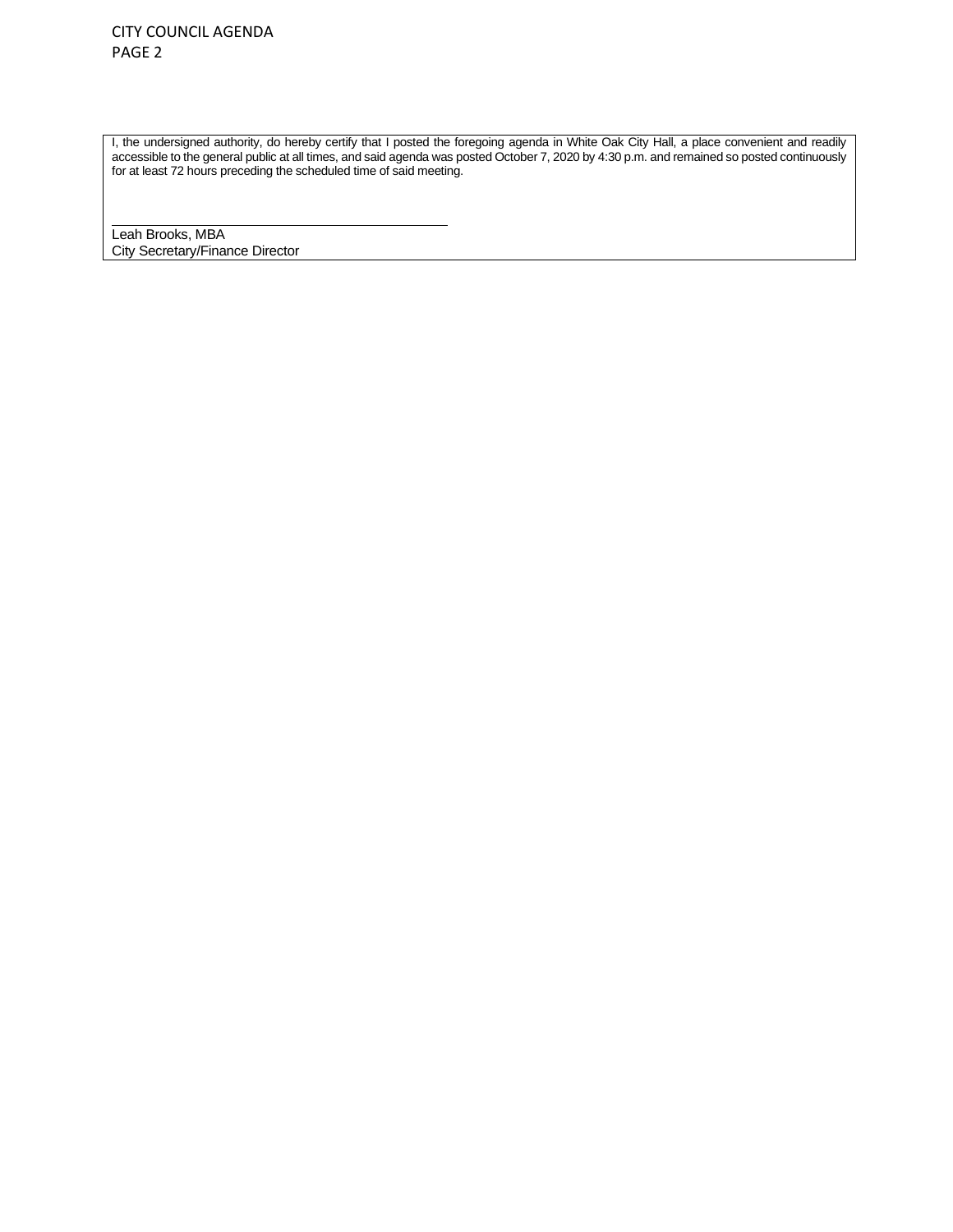I, the undersigned authority, do hereby certify that I posted the foregoing agenda in White Oak City Hall, a place convenient and readily accessible to the general public at all times, and said agenda was posted October 7, 2020 by 4:30 p.m. and remained so posted continuously for at least 72 hours preceding the scheduled time of said meeting.

\_\_\_\_\_\_\_\_\_\_\_\_\_\_\_\_\_\_\_\_\_\_\_\_\_\_\_\_\_\_\_\_\_\_\_\_\_\_\_\_

Leah Brooks, MBA
City Secretary/Finance Director